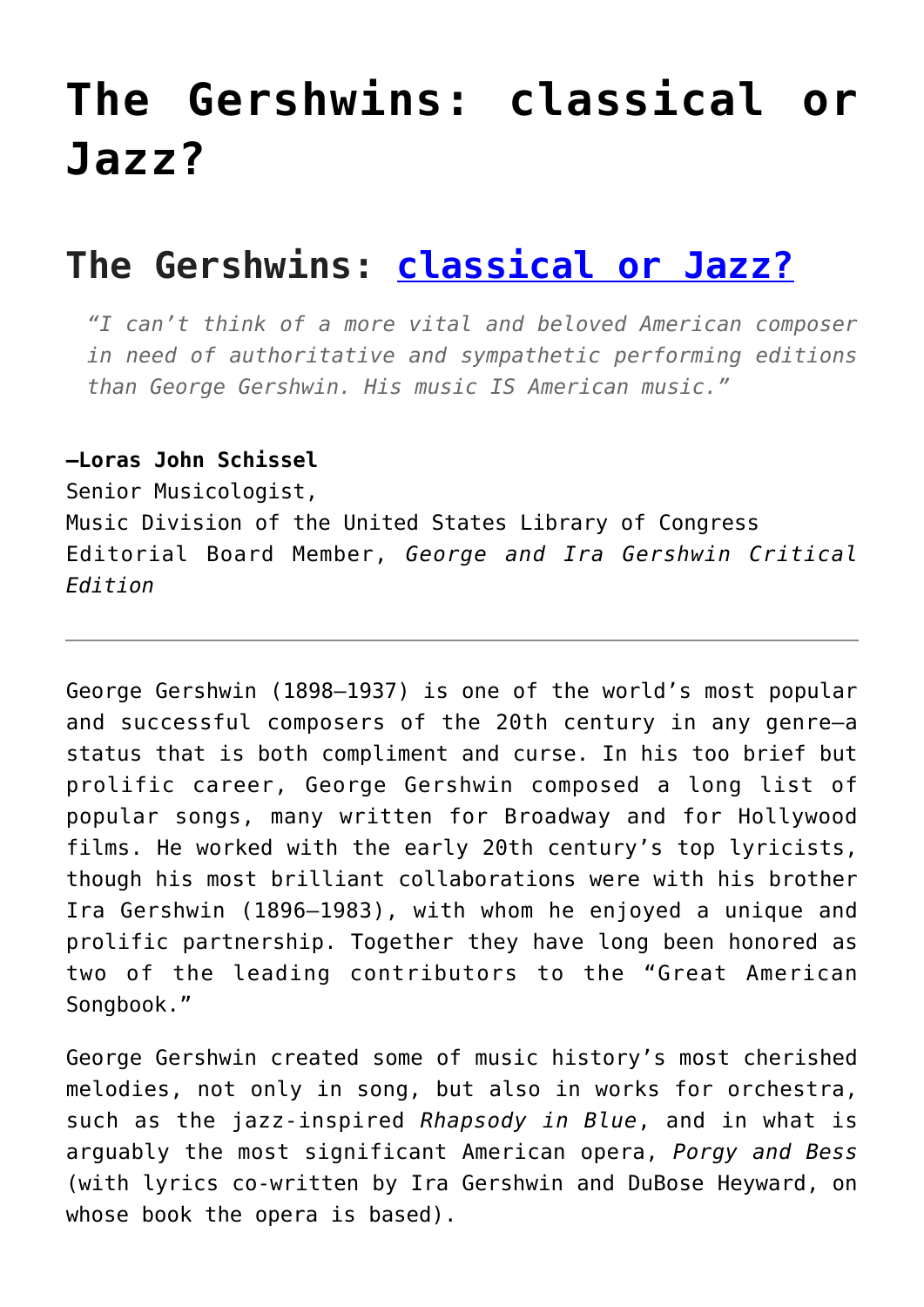# The Gershwins: classical or Jazz?

## The Gershwins: classical or Jazz?

> *"I can't think of a more vital and beloved American composer in need of authoritative and sympathetic performing editions than George Gershwin. His music IS American music."*

**—Loras John Schissel**
Senior Musicologist,
Music Division of the United States Library of Congress
Editorial Board Member, *George and Ira Gershwin Critical Edition*

---

George Gershwin (1898–1937) is one of the world's most popular and successful composers of the 20th century in any genre—a status that is both compliment and curse. In his too brief but prolific career, George Gershwin composed a long list of popular songs, many written for Broadway and for Hollywood films. He worked with the early 20th century's top lyricists, though his most brilliant collaborations were with his brother Ira Gershwin (1896–1983), with whom he enjoyed a unique and prolific partnership. Together they have long been honored as two of the leading contributors to the "Great American Songbook."

George Gershwin created some of music history's most cherished melodies, not only in song, but also in works for orchestra, such as the jazz-inspired *Rhapsody in Blue*, and in what is arguably the most significant American opera, *Porgy and Bess* (with lyrics co-written by Ira Gershwin and DuBose Heyward, on whose book the opera is based).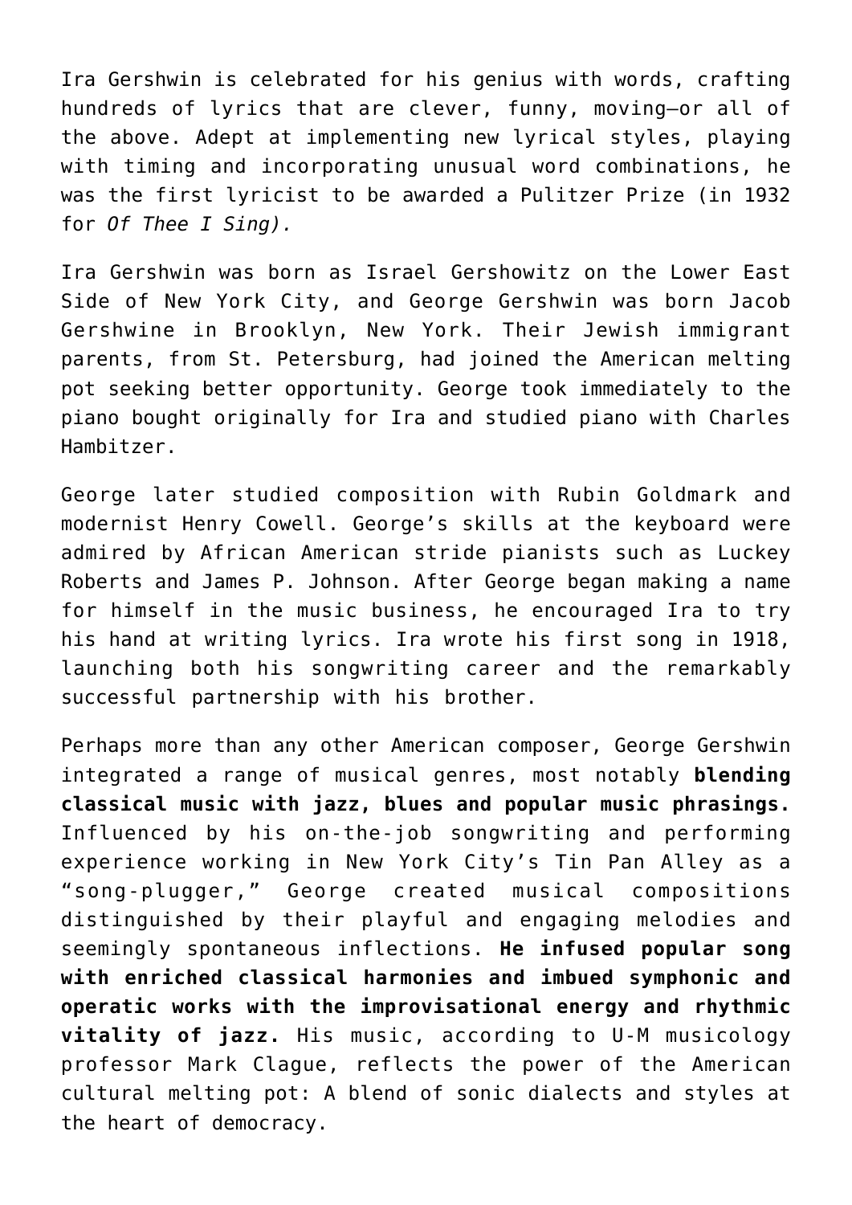Ira Gershwin is celebrated for his genius with words, crafting hundreds of lyrics that are clever, funny, moving—or all of the above. Adept at implementing new lyrical styles, playing with timing and incorporating unusual word combinations, he was the first lyricist to be awarded a Pulitzer Prize (in 1932 for *Of Thee I Sing).*

Ira Gershwin was born as Israel Gershowitz on the Lower East Side of New York City, and George Gershwin was born Jacob Gershwine in Brooklyn, New York. Their Jewish immigrant parents, from St. Petersburg, had joined the American melting pot seeking better opportunity. George took immediately to the piano bought originally for Ira and studied piano with Charles Hambitzer.

George later studied composition with Rubin Goldmark and modernist Henry Cowell. George's skills at the keyboard were admired by African American stride pianists such as Luckey Roberts and James P. Johnson. After George began making a name for himself in the music business, he encouraged Ira to try his hand at writing lyrics. Ira wrote his first song in 1918, launching both his songwriting career and the remarkably successful partnership with his brother.

Perhaps more than any other American composer, George Gershwin integrated a range of musical genres, most notably **blending classical music with jazz, blues and popular music phrasings.** Influenced by his on-the-job songwriting and performing experience working in New York City's Tin Pan Alley as a "song-plugger," George created musical compositions distinguished by their playful and engaging melodies and seemingly spontaneous inflections. **He infused popular song with enriched classical harmonies and imbued symphonic and operatic works with the improvisational energy and rhythmic vitality of jazz.** His music, according to U-M musicology professor Mark Clague, reflects the power of the American cultural melting pot: A blend of sonic dialects and styles at the heart of democracy.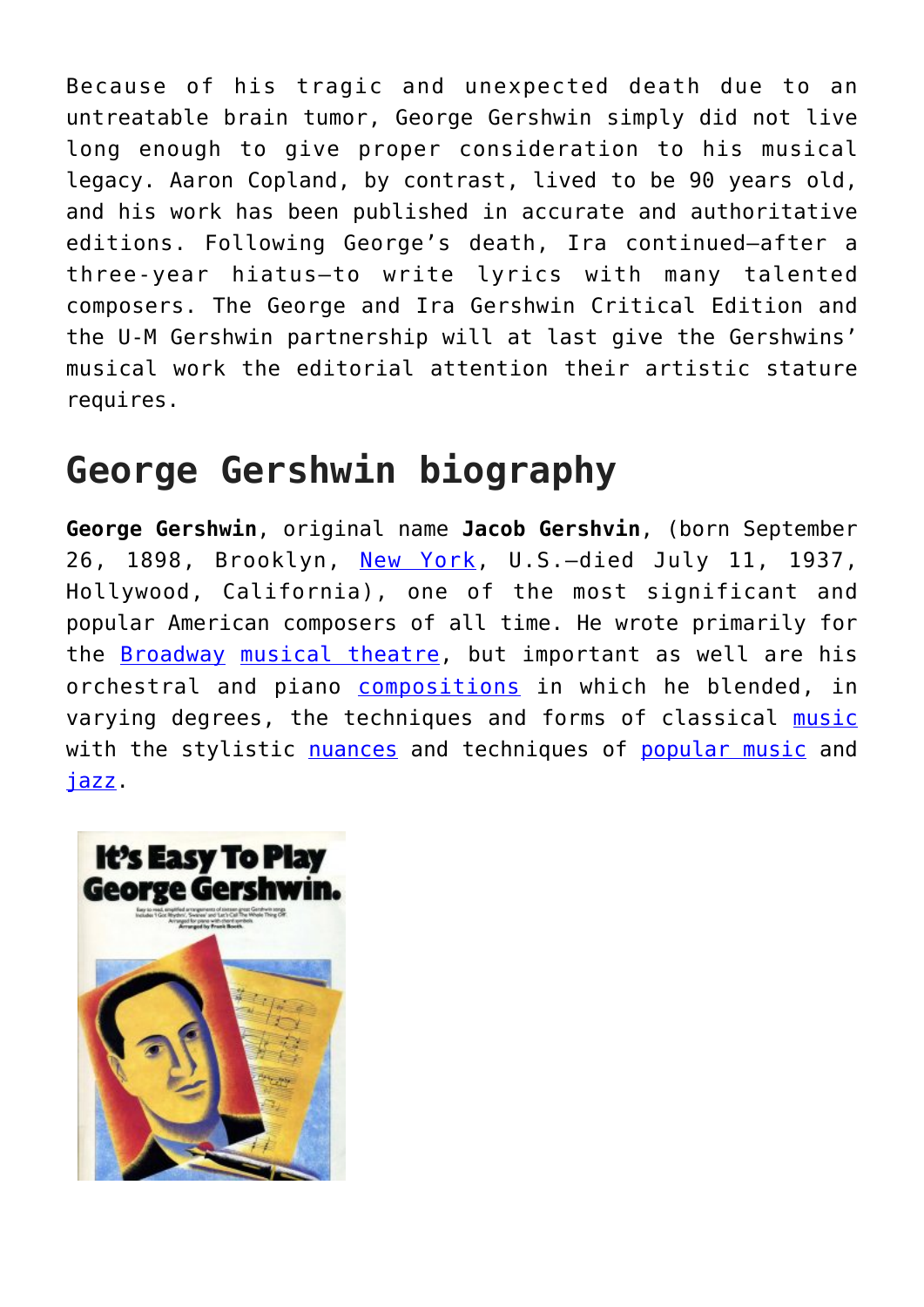Because of his tragic and unexpected death due to an untreatable brain tumor, George Gershwin simply did not live long enough to give proper consideration to his musical legacy. Aaron Copland, by contrast, lived to be 90 years old, and his work has been published in accurate and authoritative editions. Following George's death, Ira continued—after a three-year hiatus—to write lyrics with many talented composers. The George and Ira Gershwin Critical Edition and the U-M Gershwin partnership will at last give the Gershwins' musical work the editorial attention their artistic stature requires.

## George Gershwin biography

**George Gershwin**, original name **Jacob Gershvin**, (born September 26, 1898, Brooklyn, New York, U.S.—died July 11, 1937, Hollywood, California), one of the most significant and popular American composers of all time. He wrote primarily for the Broadway musical theatre, but important as well are his orchestral and piano compositions in which he blended, in varying degrees, the techniques and forms of classical music with the stylistic nuances and techniques of popular music and jazz.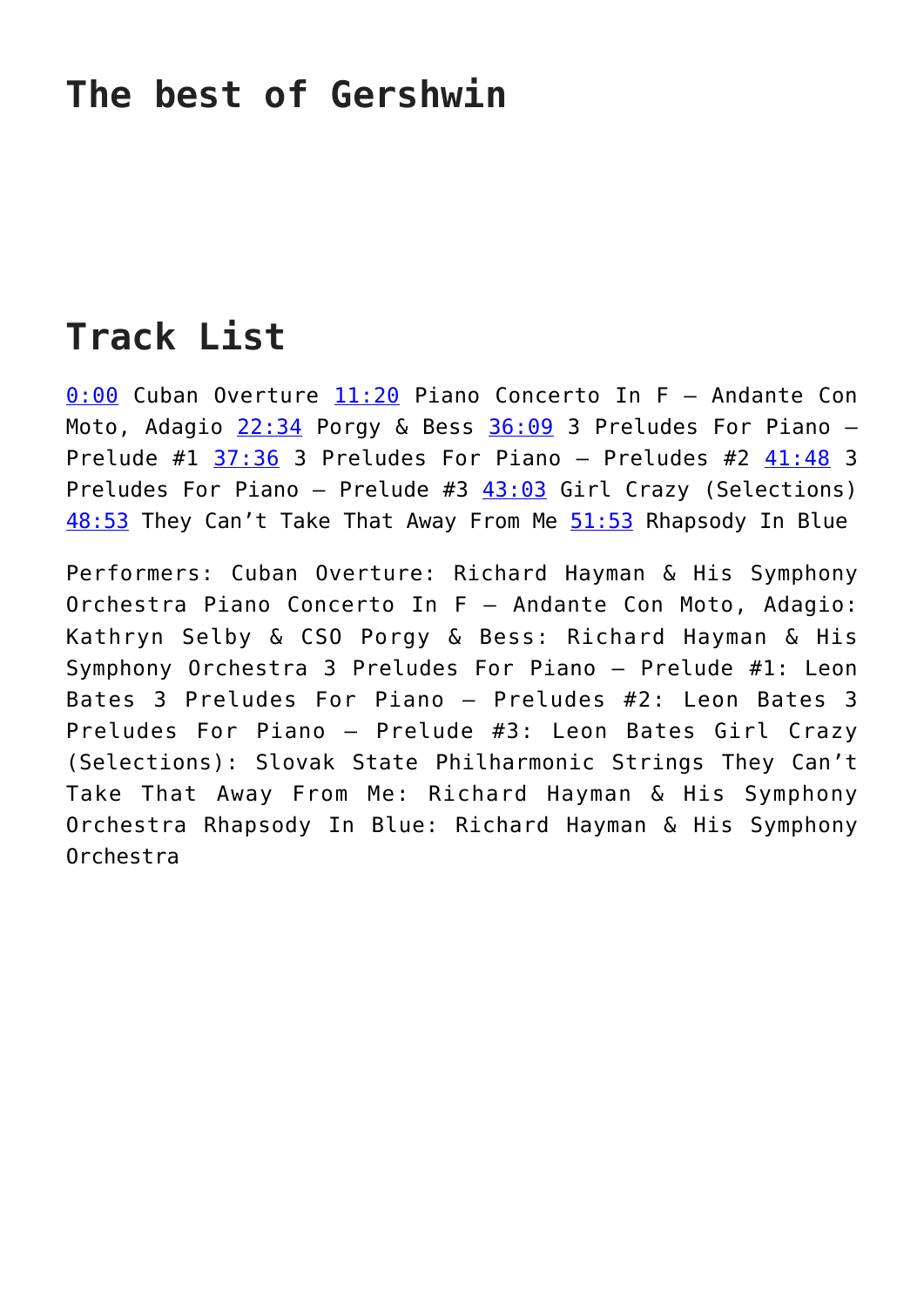## The best of Gershwin

## Track List

0:00 Cuban Overture 11:20 Piano Concerto In F – Andante Con Moto, Adagio 22:34 Porgy & Bess 36:09 3 Preludes For Piano – Prelude #1 37:36 3 Preludes For Piano – Preludes #2 41:48 3 Preludes For Piano – Prelude #3 43:03 Girl Crazy (Selections) 48:53 They Can't Take That Away From Me 51:53 Rhapsody In Blue

Performers: Cuban Overture: Richard Hayman & His Symphony Orchestra Piano Concerto In F – Andante Con Moto, Adagio: Kathryn Selby & CSO Porgy & Bess: Richard Hayman & His Symphony Orchestra 3 Preludes For Piano – Prelude #1: Leon Bates 3 Preludes For Piano – Preludes #2: Leon Bates 3 Preludes For Piano – Prelude #3: Leon Bates Girl Crazy (Selections): Slovak State Philharmonic Strings They Can't Take That Away From Me: Richard Hayman & His Symphony Orchestra Rhapsody In Blue: Richard Hayman & His Symphony Orchestra